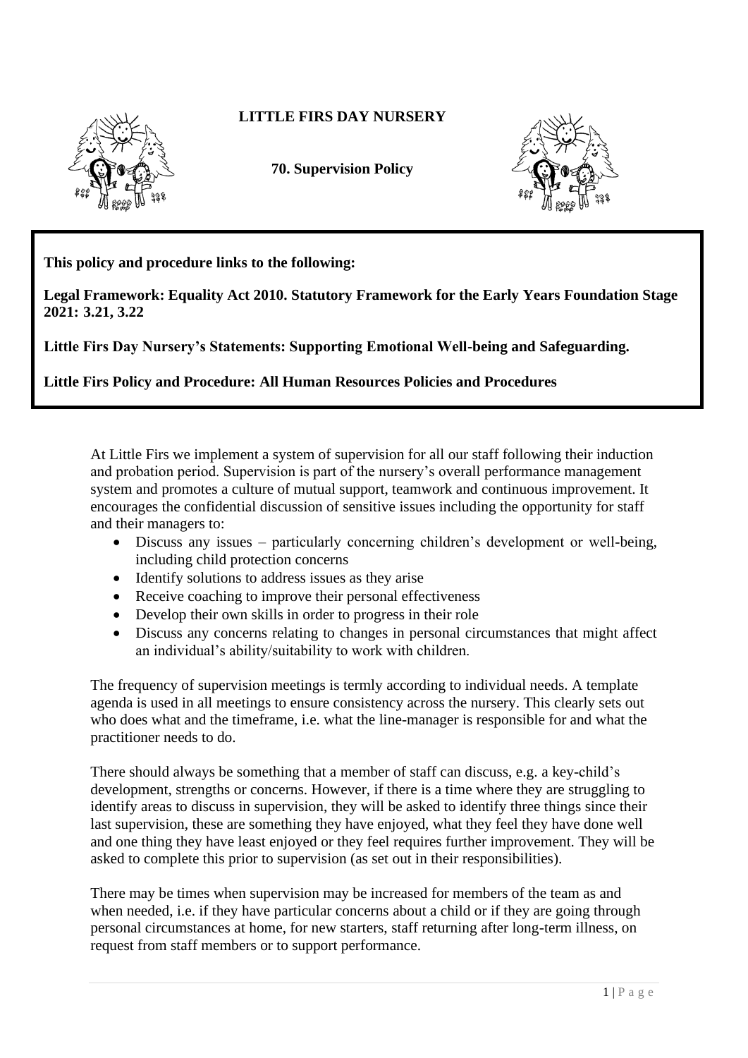# LITTLE FIRS DAY NURSERY

## 70. Supervision Policy

**This policy and procedure links to the following:**

**Legal Framework: Equality Act 2010. Statutory Framework for the Early Years Foundation Stage 2021: 3.21, 3.22**

**Little Firs Day Nursery's Statements: Supporting Emotional Well-being and Safeguarding.**

**Little Firs Policy and Procedure: All Human Resources Policies and Procedures**

At Little Firs we implement a system of supervision for all our staff following their induction and probation period. Supervision is part of the nursery's overall performance management system and promotes a culture of mutual support, teamwork and continuous improvement. It encourages the confidential discussion of sensitive issues including the opportunity for staff and their managers to:

- Discuss any issues – particularly concerning children's development or well-being, including child protection concerns
- Identify solutions to address issues as they arise
- Receive coaching to improve their personal effectiveness
- Develop their own skills in order to progress in their role
- Discuss any concerns relating to changes in personal circumstances that might affect an individual's ability/suitability to work with children.

The frequency of supervision meetings is termly according to individual needs. A template agenda is used in all meetings to ensure consistency across the nursery. This clearly sets out who does what and the timeframe, i.e. what the line-manager is responsible for and what the practitioner needs to do.

There should always be something that a member of staff can discuss, e.g. a key-child's development, strengths or concerns. However, if there is a time where they are struggling to identify areas to discuss in supervision, they will be asked to identify three things since their last supervision, these are something they have enjoyed, what they feel they have done well and one thing they have least enjoyed or they feel requires further improvement. They will be asked to complete this prior to supervision (as set out in their responsibilities).

There may be times when supervision may be increased for members of the team as and when needed, i.e. if they have particular concerns about a child or if they are going through personal circumstances at home, for new starters, staff returning after long-term illness, on request from staff members or to support performance.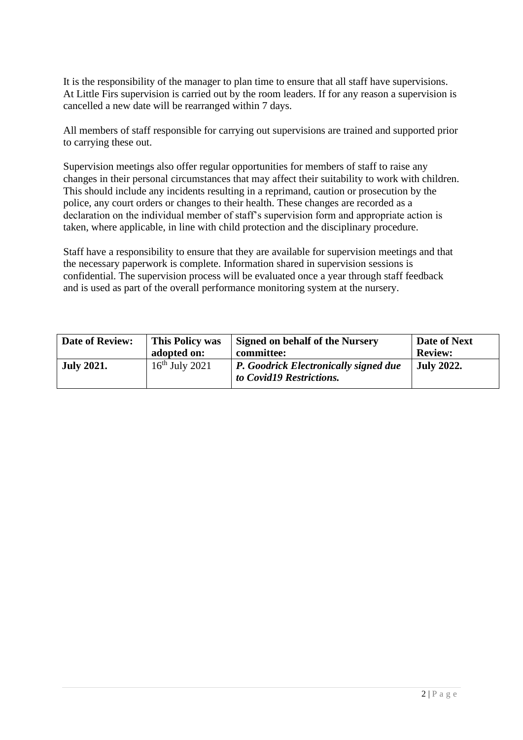It is the responsibility of the manager to plan time to ensure that all staff have supervisions. At Little Firs supervision is carried out by the room leaders. If for any reason a supervision is cancelled a new date will be rearranged within 7 days.

All members of staff responsible for carrying out supervisions are trained and supported prior to carrying these out.

Supervision meetings also offer regular opportunities for members of staff to raise any changes in their personal circumstances that may affect their suitability to work with children. This should include any incidents resulting in a reprimand, caution or prosecution by the police, any court orders or changes to their health. These changes are recorded as a declaration on the individual member of staff's supervision form and appropriate action is taken, where applicable, in line with child protection and the disciplinary procedure.

Staff have a responsibility to ensure that they are available for supervision meetings and that the necessary paperwork is complete. Information shared in supervision sessions is confidential. The supervision process will be evaluated once a year through staff feedback and is used as part of the overall performance monitoring system at the nursery.

| **Date of Review:** | **This Policy was adopted on:** | **Signed on behalf of the Nursery committee:** | **Date of Next Review:** |
|---|---|---|---|
| **July 2021.** | 16th July 2021 | ***P. Goodrick Electronically signed due to Covid19 Restrictions.*** | **July 2022.** |